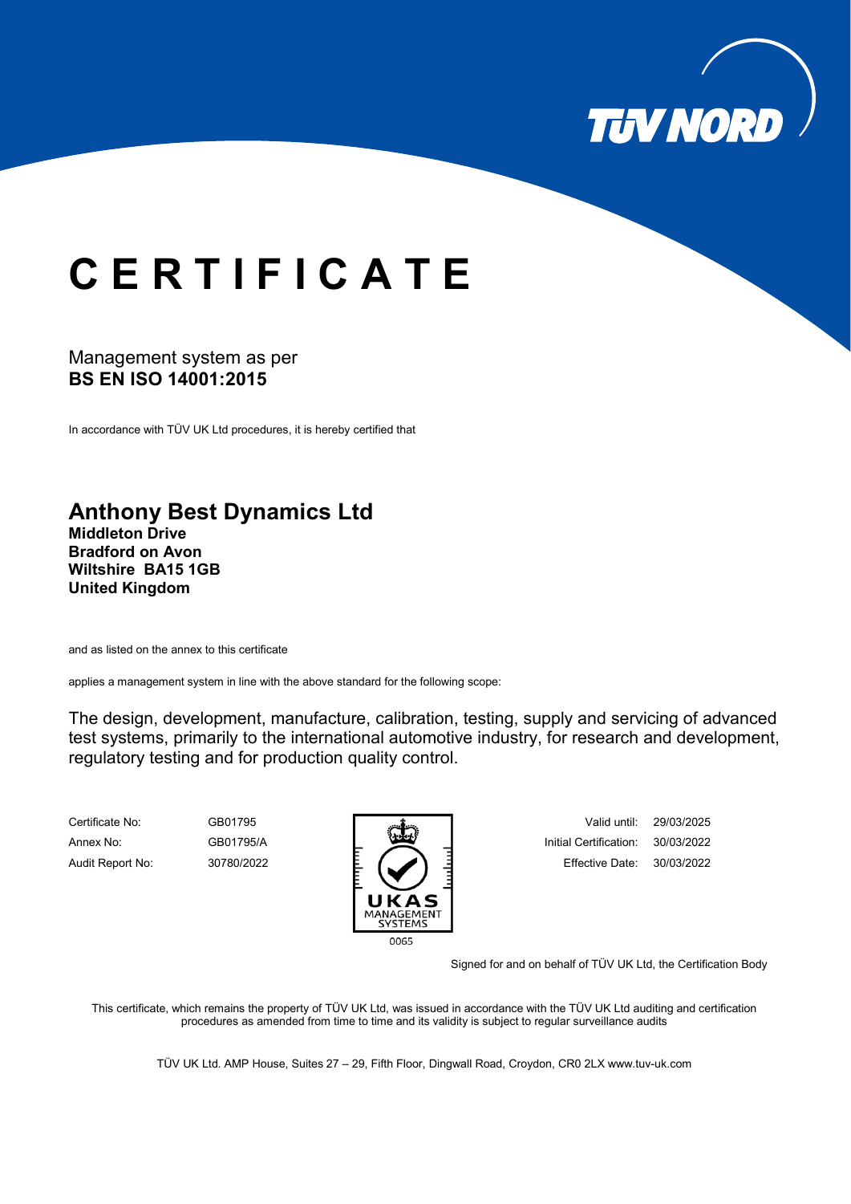TÜV NORD

# C E R T I F I C A T E

Management system as per
**BS EN ISO 14001:2015**

In accordance with TÜV UK Ltd procedures, it is hereby certified that

## Anthony Best Dynamics Ltd

**Middleton Drive**
**Bradford on Avon**
**Wiltshire BA15 1GB**
**United Kingdom**

and as listed on the annex to this certificate

applies a management system in line with the above standard for the following scope:

The design, development, manufacture, calibration, testing, supply and servicing of advanced test systems, primarily to the international automotive industry, for research and development, regulatory testing and for production quality control.

| | | | |
|---|---|---|---|
| Certificate No: | GB01795 | Valid until: | 29/03/2025 |
| Annex No: | GB01795/A | Initial Certification: | 30/03/2022 |
| Audit Report No: | 30780/2022 | Effective Date: | 30/03/2022 |

UKAS MANAGEMENT SYSTEMS
0065

Signed for and on behalf of TÜV UK Ltd, the Certification Body

This certificate, which remains the property of TÜV UK Ltd, was issued in accordance with the TÜV UK Ltd auditing and certification procedures as amended from time to time and its validity is subject to regular surveillance audits

TÜV UK Ltd. AMP House, Suites 27 – 29, Fifth Floor, Dingwall Road, Croydon, CR0 2LX www.tuv-uk.com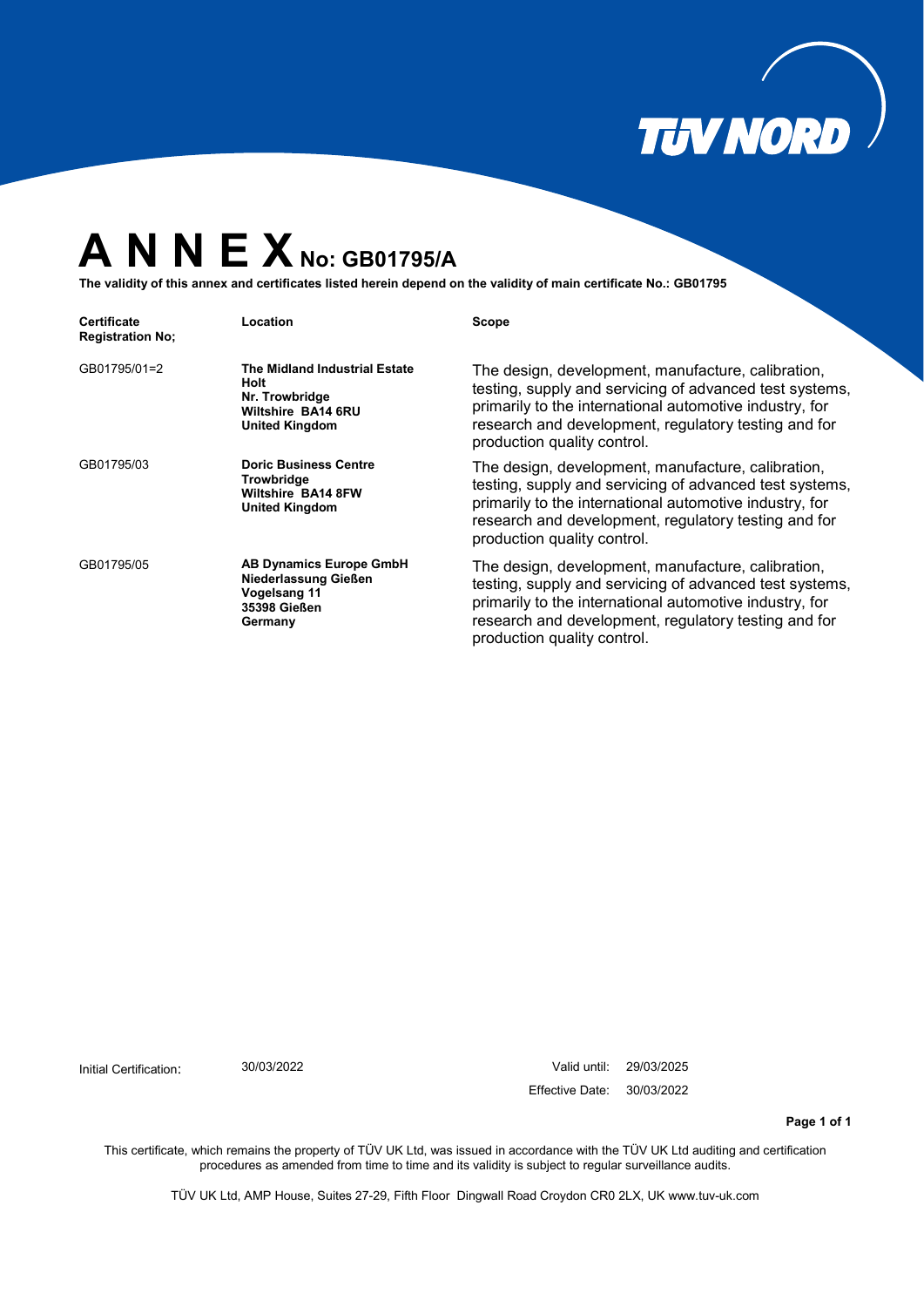# A N N E X No: GB01795/A

**The validity of this annex and certificates listed herein depend on the validity of main certificate No.: GB01795**

| Certificate Registration No; | Location | Scope |
|---|---|---|
| GB01795/01=2 | **The Midland Industrial Estate Holt Nr. Trowbridge Wiltshire BA14 6RU United Kingdom** | The design, development, manufacture, calibration, testing, supply and servicing of advanced test systems, primarily to the international automotive industry, for research and development, regulatory testing and for production quality control. |
| GB01795/03 | **Doric Business Centre Trowbridge Wiltshire BA14 8FW United Kingdom** | The design, development, manufacture, calibration, testing, supply and servicing of advanced test systems, primarily to the international automotive industry, for research and development, regulatory testing and for production quality control. |
| GB01795/05 | **AB Dynamics Europe GmbH Niederlassung Gießen Vogelsang 11 35398 Gießen Germany** | The design, development, manufacture, calibration, testing, supply and servicing of advanced test systems, primarily to the international automotive industry, for research and development, regulatory testing and for production quality control. |

Initial Certification: 30/03/2022

Valid until: 29/03/2025

Effective Date: 30/03/2022

This certificate, which remains the property of TÜV UK Ltd, was issued in accordance with the TÜV UK Ltd auditing and certification procedures as amended from time to time and its validity is subject to regular surveillance audits.

TÜV UK Ltd, AMP House, Suites 27-29, Fifth Floor Dingwall Road Croydon CR0 2LX, UK www.tuv-uk.com